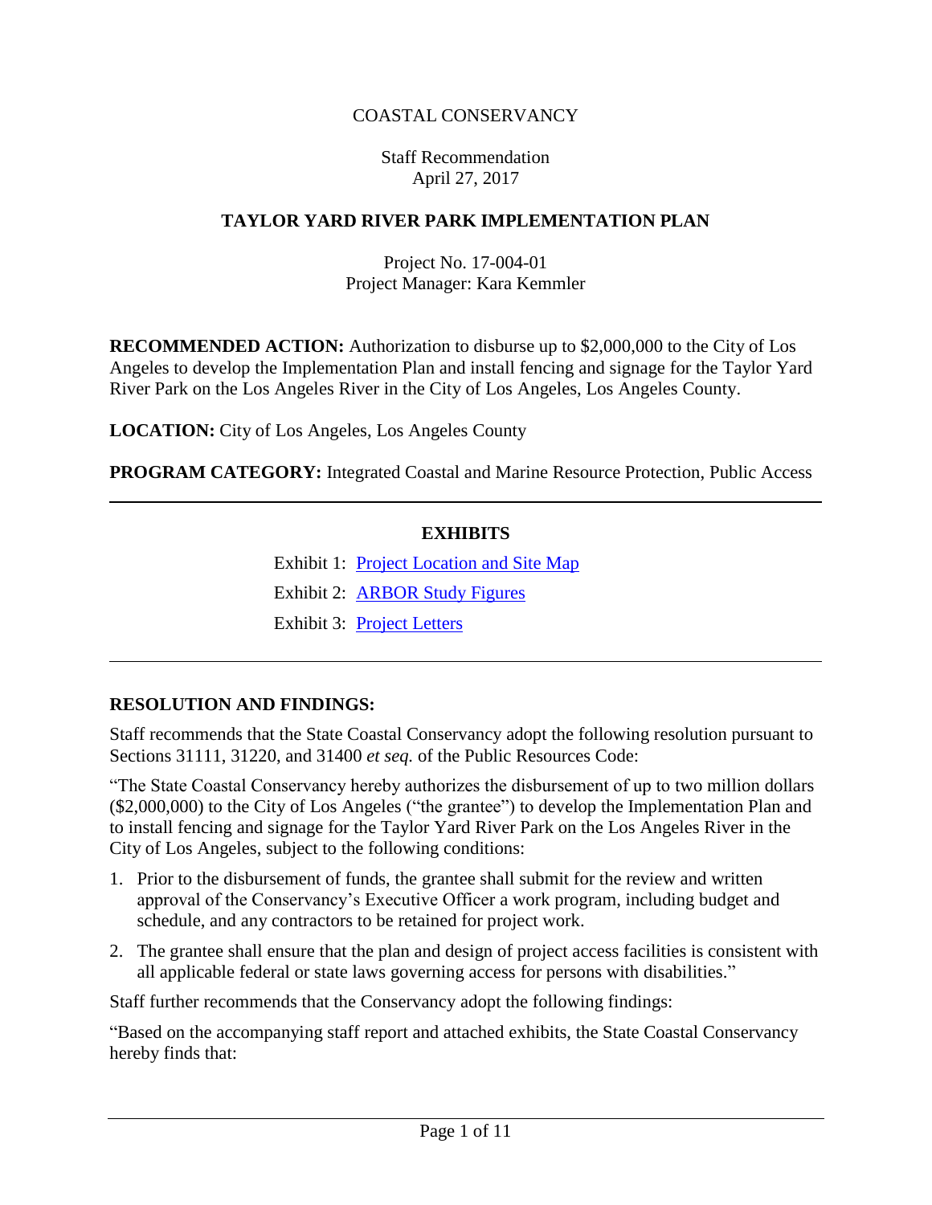COASTAL CONSERVANCY

Staff Recommendation
April 27, 2017

# TAYLOR YARD RIVER PARK IMPLEMENTATION PLAN

Project No. 17-004-01
Project Manager: Kara Kemmler

**RECOMMENDED ACTION:** Authorization to disburse up to $2,000,000 to the City of Los Angeles to develop the Implementation Plan and install fencing and signage for the Taylor Yard River Park on the Los Angeles River in the City of Los Angeles, Los Angeles County.

**LOCATION:** City of Los Angeles, Los Angeles County

**PROGRAM CATEGORY:** Integrated Coastal and Marine Resource Protection, Public Access

---

## EXHIBITS

Exhibit 1: Project Location and Site Map

Exhibit 2: ARBOR Study Figures

Exhibit 3: Project Letters

---

## RESOLUTION AND FINDINGS:

Staff recommends that the State Coastal Conservancy adopt the following resolution pursuant to Sections 31111, 31220, and 31400 *et seq.* of the Public Resources Code:

"The State Coastal Conservancy hereby authorizes the disbursement of up to two million dollars ($2,000,000) to the City of Los Angeles ("the grantee") to develop the Implementation Plan and to install fencing and signage for the Taylor Yard River Park on the Los Angeles River in the City of Los Angeles, subject to the following conditions:

1. Prior to the disbursement of funds, the grantee shall submit for the review and written approval of the Conservancy's Executive Officer a work program, including budget and schedule, and any contractors to be retained for project work.
2. The grantee shall ensure that the plan and design of project access facilities is consistent with all applicable federal or state laws governing access for persons with disabilities."

Staff further recommends that the Conservancy adopt the following findings:

"Based on the accompanying staff report and attached exhibits, the State Coastal Conservancy hereby finds that: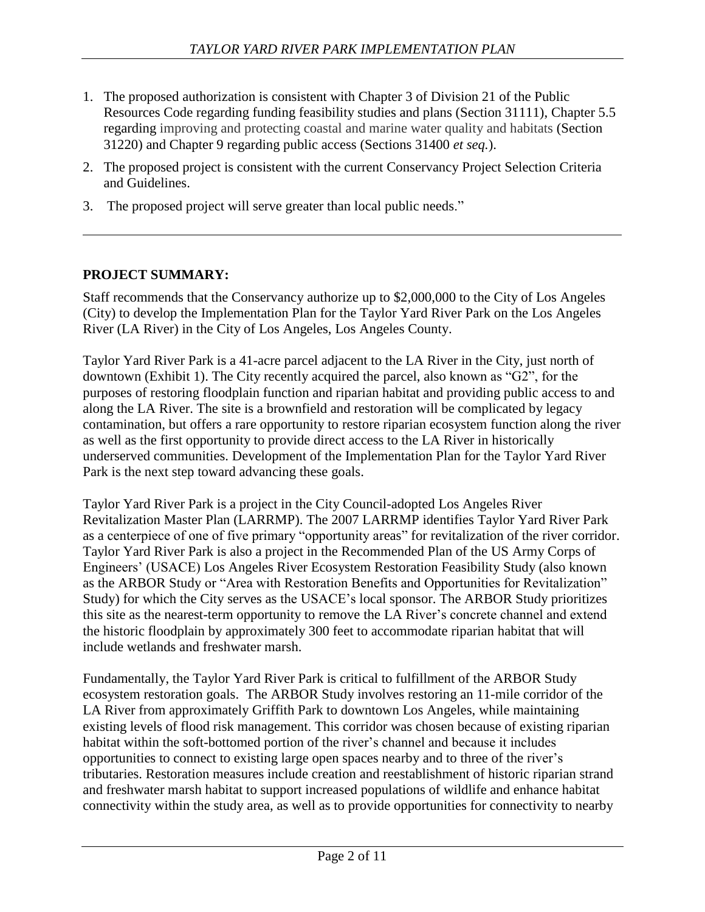1. The proposed authorization is consistent with Chapter 3 of Division 21 of the Public Resources Code regarding funding feasibility studies and plans (Section 31111), Chapter 5.5 regarding improving and protecting coastal and marine water quality and habitats (Section 31220) and Chapter 9 regarding public access (Sections 31400 *et seq.*).
2. The proposed project is consistent with the current Conservancy Project Selection Criteria and Guidelines.
3. The proposed project will serve greater than local public needs."

---

**PROJECT SUMMARY:**

Staff recommends that the Conservancy authorize up to $2,000,000 to the City of Los Angeles (City) to develop the Implementation Plan for the Taylor Yard River Park on the Los Angeles River (LA River) in the City of Los Angeles, Los Angeles County.

Taylor Yard River Park is a 41-acre parcel adjacent to the LA River in the City, just north of downtown (Exhibit 1). The City recently acquired the parcel, also known as "G2", for the purposes of restoring floodplain function and riparian habitat and providing public access to and along the LA River. The site is a brownfield and restoration will be complicated by legacy contamination, but offers a rare opportunity to restore riparian ecosystem function along the river as well as the first opportunity to provide direct access to the LA River in historically underserved communities. Development of the Implementation Plan for the Taylor Yard River Park is the next step toward advancing these goals.

Taylor Yard River Park is a project in the City Council-adopted Los Angeles River Revitalization Master Plan (LARRMP). The 2007 LARRMP identifies Taylor Yard River Park as a centerpiece of one of five primary "opportunity areas" for revitalization of the river corridor. Taylor Yard River Park is also a project in the Recommended Plan of the US Army Corps of Engineers' (USACE) Los Angeles River Ecosystem Restoration Feasibility Study (also known as the ARBOR Study or "Area with Restoration Benefits and Opportunities for Revitalization" Study) for which the City serves as the USACE's local sponsor. The ARBOR Study prioritizes this site as the nearest-term opportunity to remove the LA River's concrete channel and extend the historic floodplain by approximately 300 feet to accommodate riparian habitat that will include wetlands and freshwater marsh.

Fundamentally, the Taylor Yard River Park is critical to fulfillment of the ARBOR Study ecosystem restoration goals. The ARBOR Study involves restoring an 11-mile corridor of the LA River from approximately Griffith Park to downtown Los Angeles, while maintaining existing levels of flood risk management. This corridor was chosen because of existing riparian habitat within the soft-bottomed portion of the river's channel and because it includes opportunities to connect to existing large open spaces nearby and to three of the river's tributaries. Restoration measures include creation and reestablishment of historic riparian strand and freshwater marsh habitat to support increased populations of wildlife and enhance habitat connectivity within the study area, as well as to provide opportunities for connectivity to nearby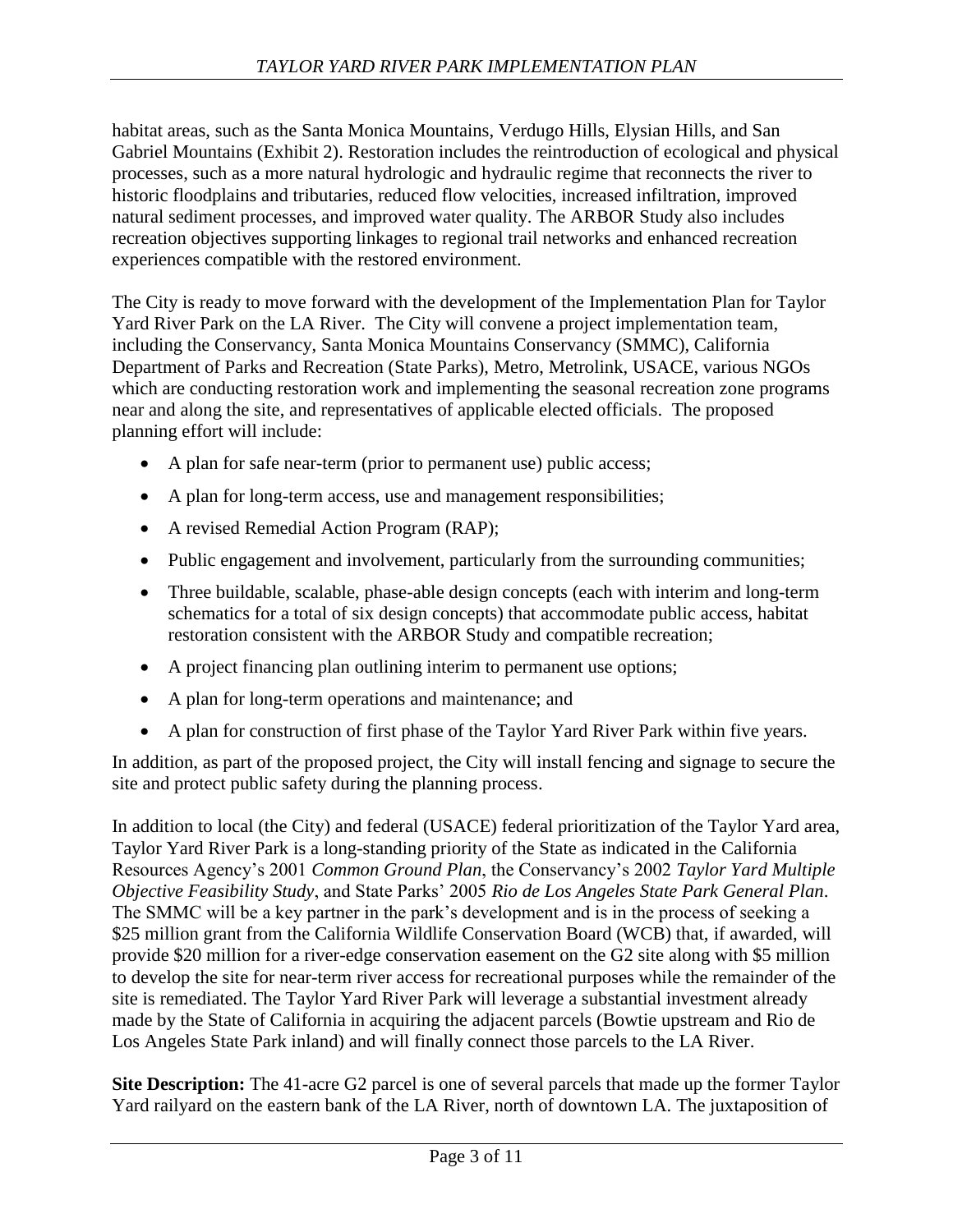habitat areas, such as the Santa Monica Mountains, Verdugo Hills, Elysian Hills, and San Gabriel Mountains (Exhibit 2). Restoration includes the reintroduction of ecological and physical processes, such as a more natural hydrologic and hydraulic regime that reconnects the river to historic floodplains and tributaries, reduced flow velocities, increased infiltration, improved natural sediment processes, and improved water quality. The ARBOR Study also includes recreation objectives supporting linkages to regional trail networks and enhanced recreation experiences compatible with the restored environment.

The City is ready to move forward with the development of the Implementation Plan for Taylor Yard River Park on the LA River. The City will convene a project implementation team, including the Conservancy, Santa Monica Mountains Conservancy (SMMC), California Department of Parks and Recreation (State Parks), Metro, Metrolink, USACE, various NGOs which are conducting restoration work and implementing the seasonal recreation zone programs near and along the site, and representatives of applicable elected officials. The proposed planning effort will include:

- A plan for safe near-term (prior to permanent use) public access;
- A plan for long-term access, use and management responsibilities;
- A revised Remedial Action Program (RAP);
- Public engagement and involvement, particularly from the surrounding communities;
- Three buildable, scalable, phase-able design concepts (each with interim and long-term schematics for a total of six design concepts) that accommodate public access, habitat restoration consistent with the ARBOR Study and compatible recreation;
- A project financing plan outlining interim to permanent use options;
- A plan for long-term operations and maintenance; and
- A plan for construction of first phase of the Taylor Yard River Park within five years.

In addition, as part of the proposed project, the City will install fencing and signage to secure the site and protect public safety during the planning process.

In addition to local (the City) and federal (USACE) federal prioritization of the Taylor Yard area, Taylor Yard River Park is a long-standing priority of the State as indicated in the California Resources Agency's 2001 *Common Ground Plan*, the Conservancy's 2002 *Taylor Yard Multiple Objective Feasibility Study*, and State Parks' 2005 *Rio de Los Angeles State Park General Plan*. The SMMC will be a key partner in the park's development and is in the process of seeking a \$25 million grant from the California Wildlife Conservation Board (WCB) that, if awarded, will provide \$20 million for a river-edge conservation easement on the G2 site along with \$5 million to develop the site for near-term river access for recreational purposes while the remainder of the site is remediated. The Taylor Yard River Park will leverage a substantial investment already made by the State of California in acquiring the adjacent parcels (Bowtie upstream and Rio de Los Angeles State Park inland) and will finally connect those parcels to the LA River.

**Site Description:** The 41-acre G2 parcel is one of several parcels that made up the former Taylor Yard railyard on the eastern bank of the LA River, north of downtown LA. The juxtaposition of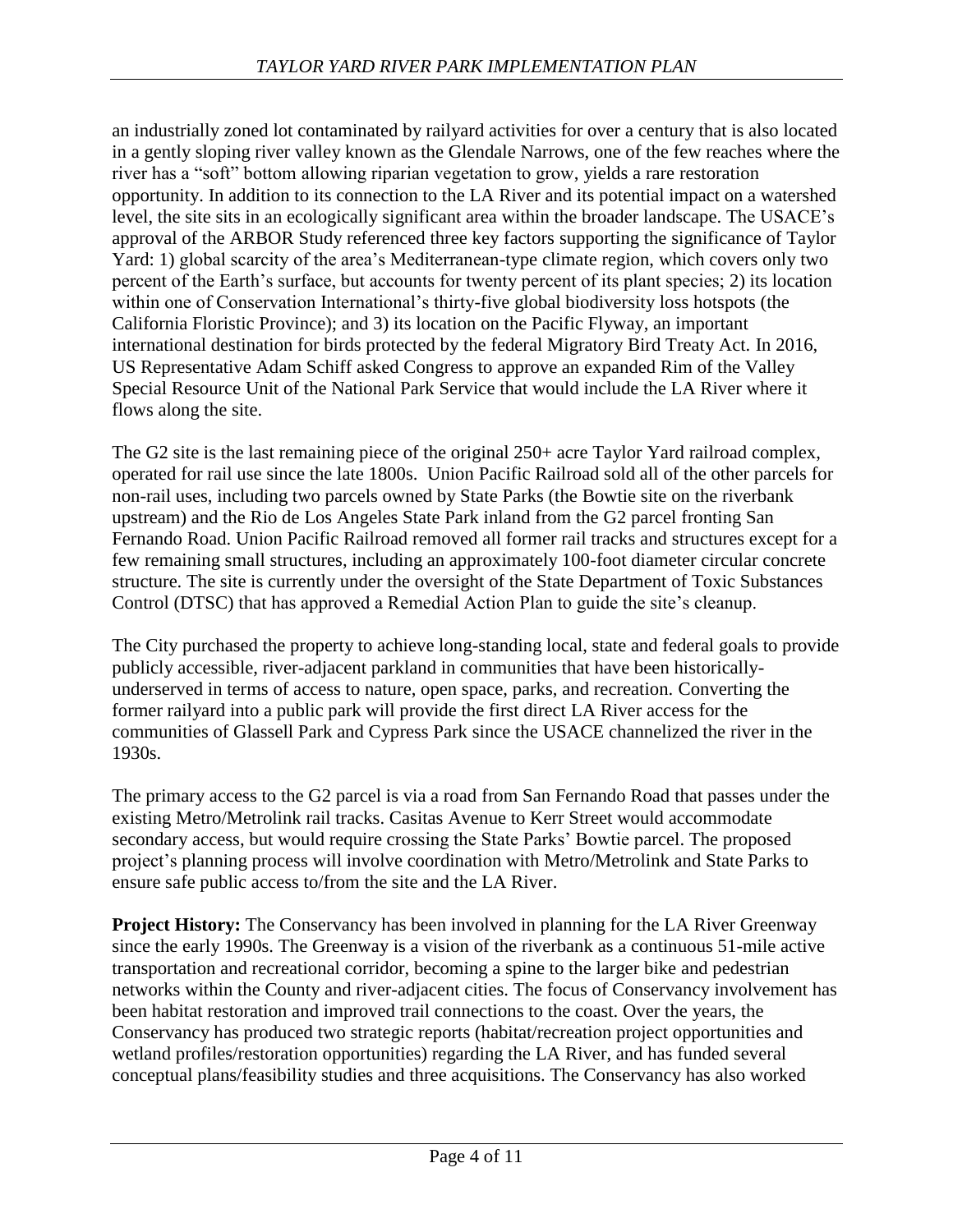an industrially zoned lot contaminated by railyard activities for over a century that is also located in a gently sloping river valley known as the Glendale Narrows, one of the few reaches where the river has a "soft" bottom allowing riparian vegetation to grow, yields a rare restoration opportunity. In addition to its connection to the LA River and its potential impact on a watershed level, the site sits in an ecologically significant area within the broader landscape. The USACE's approval of the ARBOR Study referenced three key factors supporting the significance of Taylor Yard: 1) global scarcity of the area's Mediterranean-type climate region, which covers only two percent of the Earth's surface, but accounts for twenty percent of its plant species; 2) its location within one of Conservation International's thirty-five global biodiversity loss hotspots (the California Floristic Province); and 3) its location on the Pacific Flyway, an important international destination for birds protected by the federal Migratory Bird Treaty Act. In 2016, US Representative Adam Schiff asked Congress to approve an expanded Rim of the Valley Special Resource Unit of the National Park Service that would include the LA River where it flows along the site.

The G2 site is the last remaining piece of the original 250+ acre Taylor Yard railroad complex, operated for rail use since the late 1800s. Union Pacific Railroad sold all of the other parcels for non-rail uses, including two parcels owned by State Parks (the Bowtie site on the riverbank upstream) and the Rio de Los Angeles State Park inland from the G2 parcel fronting San Fernando Road. Union Pacific Railroad removed all former rail tracks and structures except for a few remaining small structures, including an approximately 100-foot diameter circular concrete structure. The site is currently under the oversight of the State Department of Toxic Substances Control (DTSC) that has approved a Remedial Action Plan to guide the site's cleanup.

The City purchased the property to achieve long-standing local, state and federal goals to provide publicly accessible, river-adjacent parkland in communities that have been historically-underserved in terms of access to nature, open space, parks, and recreation. Converting the former railyard into a public park will provide the first direct LA River access for the communities of Glassell Park and Cypress Park since the USACE channelized the river in the 1930s.

The primary access to the G2 parcel is via a road from San Fernando Road that passes under the existing Metro/Metrolink rail tracks. Casitas Avenue to Kerr Street would accommodate secondary access, but would require crossing the State Parks' Bowtie parcel. The proposed project's planning process will involve coordination with Metro/Metrolink and State Parks to ensure safe public access to/from the site and the LA River.

**Project History:** The Conservancy has been involved in planning for the LA River Greenway since the early 1990s. The Greenway is a vision of the riverbank as a continuous 51-mile active transportation and recreational corridor, becoming a spine to the larger bike and pedestrian networks within the County and river-adjacent cities. The focus of Conservancy involvement has been habitat restoration and improved trail connections to the coast. Over the years, the Conservancy has produced two strategic reports (habitat/recreation project opportunities and wetland profiles/restoration opportunities) regarding the LA River, and has funded several conceptual plans/feasibility studies and three acquisitions. The Conservancy has also worked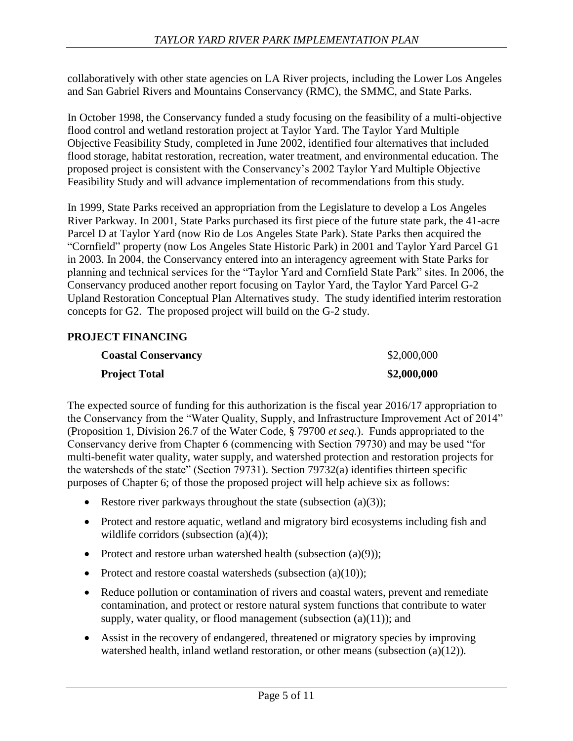collaboratively with other state agencies on LA River projects, including the Lower Los Angeles and San Gabriel Rivers and Mountains Conservancy (RMC), the SMMC, and State Parks.

In October 1998, the Conservancy funded a study focusing on the feasibility of a multi-objective flood control and wetland restoration project at Taylor Yard. The Taylor Yard Multiple Objective Feasibility Study, completed in June 2002, identified four alternatives that included flood storage, habitat restoration, recreation, water treatment, and environmental education. The proposed project is consistent with the Conservancy's 2002 Taylor Yard Multiple Objective Feasibility Study and will advance implementation of recommendations from this study.

In 1999, State Parks received an appropriation from the Legislature to develop a Los Angeles River Parkway. In 2001, State Parks purchased its first piece of the future state park, the 41-acre Parcel D at Taylor Yard (now Rio de Los Angeles State Park). State Parks then acquired the "Cornfield" property (now Los Angeles State Historic Park) in 2001 and Taylor Yard Parcel G1 in 2003. In 2004, the Conservancy entered into an interagency agreement with State Parks for planning and technical services for the "Taylor Yard and Cornfield State Park" sites. In 2006, the Conservancy produced another report focusing on Taylor Yard, the Taylor Yard Parcel G-2 Upland Restoration Conceptual Plan Alternatives study. The study identified interim restoration concepts for G2. The proposed project will build on the G-2 study.

## PROJECT FINANCING

| | |
|---|---|
| **Coastal Conservancy** | $2,000,000 |
| **Project Total** | **$2,000,000** |

The expected source of funding for this authorization is the fiscal year 2016/17 appropriation to the Conservancy from the "Water Quality, Supply, and Infrastructure Improvement Act of 2014" (Proposition 1, Division 26.7 of the Water Code, § 79700 *et seq.*). Funds appropriated to the Conservancy derive from Chapter 6 (commencing with Section 79730) and may be used "for multi-benefit water quality, water supply, and watershed protection and restoration projects for the watersheds of the state" (Section 79731). Section 79732(a) identifies thirteen specific purposes of Chapter 6; of those the proposed project will help achieve six as follows:

- Restore river parkways throughout the state (subsection (a)(3));
- Protect and restore aquatic, wetland and migratory bird ecosystems including fish and wildlife corridors (subsection (a)(4));
- Protect and restore urban watershed health (subsection (a)(9));
- Protect and restore coastal watersheds (subsection (a)(10));
- Reduce pollution or contamination of rivers and coastal waters, prevent and remediate contamination, and protect or restore natural system functions that contribute to water supply, water quality, or flood management (subsection (a)(11)); and
- Assist in the recovery of endangered, threatened or migratory species by improving watershed health, inland wetland restoration, or other means (subsection (a)(12)).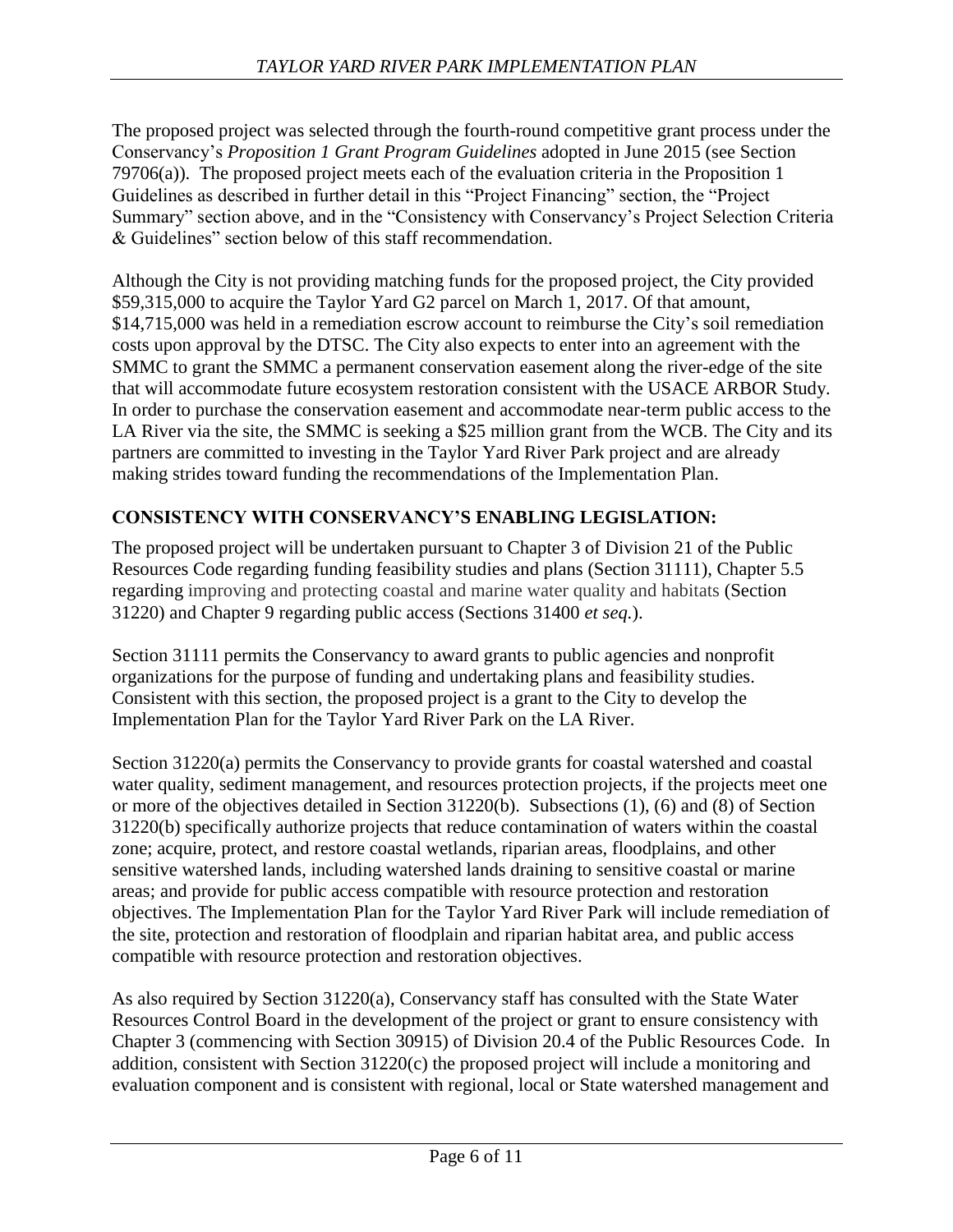The proposed project was selected through the fourth-round competitive grant process under the Conservancy's *Proposition 1 Grant Program Guidelines* adopted in June 2015 (see Section 79706(a)). The proposed project meets each of the evaluation criteria in the Proposition 1 Guidelines as described in further detail in this "Project Financing" section, the "Project Summary" section above, and in the "Consistency with Conservancy's Project Selection Criteria & Guidelines" section below of this staff recommendation.

Although the City is not providing matching funds for the proposed project, the City provided $59,315,000 to acquire the Taylor Yard G2 parcel on March 1, 2017. Of that amount, $14,715,000 was held in a remediation escrow account to reimburse the City's soil remediation costs upon approval by the DTSC. The City also expects to enter into an agreement with the SMMC to grant the SMMC a permanent conservation easement along the river-edge of the site that will accommodate future ecosystem restoration consistent with the USACE ARBOR Study. In order to purchase the conservation easement and accommodate near-term public access to the LA River via the site, the SMMC is seeking a $25 million grant from the WCB. The City and its partners are committed to investing in the Taylor Yard River Park project and are already making strides toward funding the recommendations of the Implementation Plan.

## CONSISTENCY WITH CONSERVANCY'S ENABLING LEGISLATION:

The proposed project will be undertaken pursuant to Chapter 3 of Division 21 of the Public Resources Code regarding funding feasibility studies and plans (Section 31111), Chapter 5.5 regarding improving and protecting coastal and marine water quality and habitats (Section 31220) and Chapter 9 regarding public access (Sections 31400 *et seq.*).

Section 31111 permits the Conservancy to award grants to public agencies and nonprofit organizations for the purpose of funding and undertaking plans and feasibility studies. Consistent with this section, the proposed project is a grant to the City to develop the Implementation Plan for the Taylor Yard River Park on the LA River.

Section 31220(a) permits the Conservancy to provide grants for coastal watershed and coastal water quality, sediment management, and resources protection projects, if the projects meet one or more of the objectives detailed in Section 31220(b). Subsections (1), (6) and (8) of Section 31220(b) specifically authorize projects that reduce contamination of waters within the coastal zone; acquire, protect, and restore coastal wetlands, riparian areas, floodplains, and other sensitive watershed lands, including watershed lands draining to sensitive coastal or marine areas; and provide for public access compatible with resource protection and restoration objectives. The Implementation Plan for the Taylor Yard River Park will include remediation of the site, protection and restoration of floodplain and riparian habitat area, and public access compatible with resource protection and restoration objectives.

As also required by Section 31220(a), Conservancy staff has consulted with the State Water Resources Control Board in the development of the project or grant to ensure consistency with Chapter 3 (commencing with Section 30915) of Division 20.4 of the Public Resources Code. In addition, consistent with Section 31220(c) the proposed project will include a monitoring and evaluation component and is consistent with regional, local or State watershed management and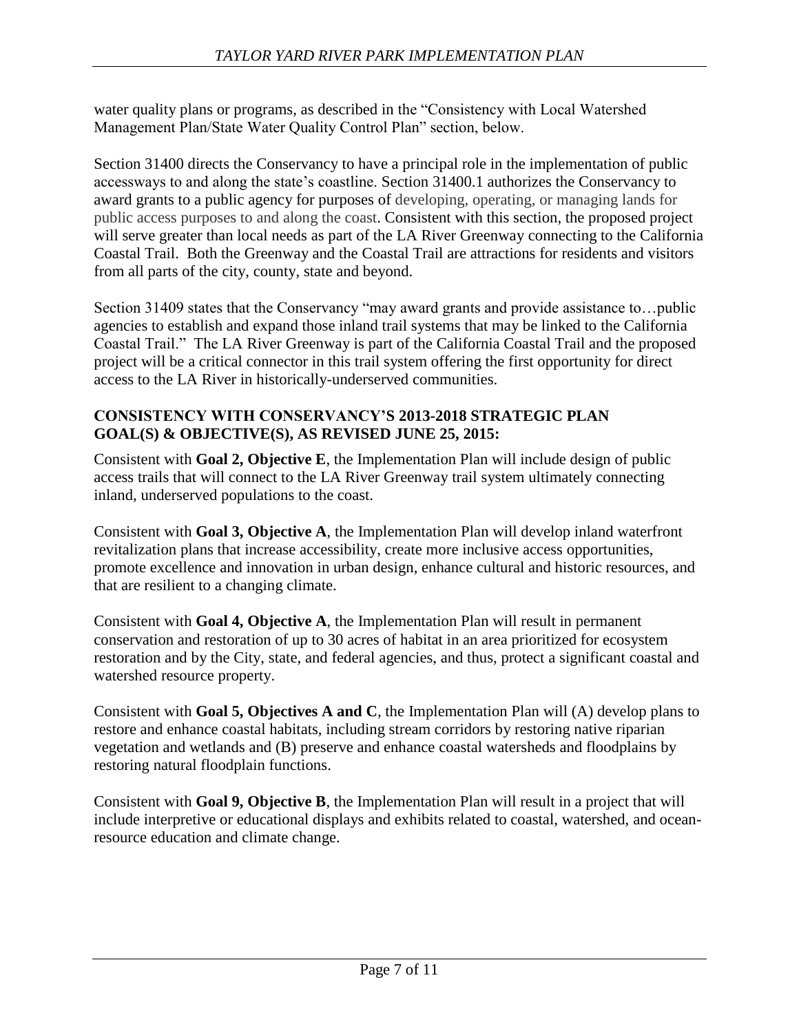water quality plans or programs, as described in the "Consistency with Local Watershed Management Plan/State Water Quality Control Plan" section, below.

Section 31400 directs the Conservancy to have a principal role in the implementation of public accessways to and along the state's coastline. Section 31400.1 authorizes the Conservancy to award grants to a public agency for purposes of developing, operating, or managing lands for public access purposes to and along the coast. Consistent with this section, the proposed project will serve greater than local needs as part of the LA River Greenway connecting to the California Coastal Trail. Both the Greenway and the Coastal Trail are attractions for residents and visitors from all parts of the city, county, state and beyond.

Section 31409 states that the Conservancy "may award grants and provide assistance to…public agencies to establish and expand those inland trail systems that may be linked to the California Coastal Trail." The LA River Greenway is part of the California Coastal Trail and the proposed project will be a critical connector in this trail system offering the first opportunity for direct access to the LA River in historically-underserved communities.

## CONSISTENCY WITH CONSERVANCY'S 2013-2018 STRATEGIC PLAN GOAL(S) & OBJECTIVE(S), AS REVISED JUNE 25, 2015:

Consistent with **Goal 2, Objective E**, the Implementation Plan will include design of public access trails that will connect to the LA River Greenway trail system ultimately connecting inland, underserved populations to the coast.

Consistent with **Goal 3, Objective A**, the Implementation Plan will develop inland waterfront revitalization plans that increase accessibility, create more inclusive access opportunities, promote excellence and innovation in urban design, enhance cultural and historic resources, and that are resilient to a changing climate.

Consistent with **Goal 4, Objective A**, the Implementation Plan will result in permanent conservation and restoration of up to 30 acres of habitat in an area prioritized for ecosystem restoration and by the City, state, and federal agencies, and thus, protect a significant coastal and watershed resource property.

Consistent with **Goal 5, Objectives A and C**, the Implementation Plan will (A) develop plans to restore and enhance coastal habitats, including stream corridors by restoring native riparian vegetation and wetlands and (B) preserve and enhance coastal watersheds and floodplains by restoring natural floodplain functions.

Consistent with **Goal 9, Objective B**, the Implementation Plan will result in a project that will include interpretive or educational displays and exhibits related to coastal, watershed, and ocean-resource education and climate change.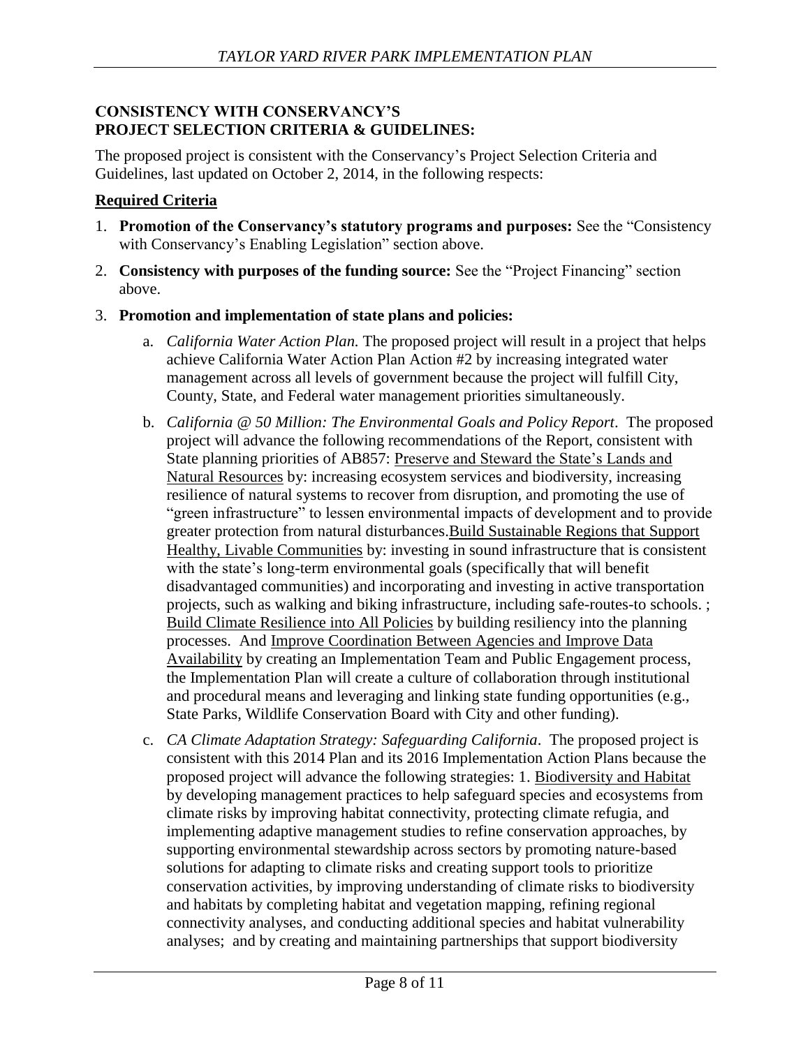## CONSISTENCY WITH CONSERVANCY'S PROJECT SELECTION CRITERIA & GUIDELINES:

The proposed project is consistent with the Conservancy's Project Selection Criteria and Guidelines, last updated on October 2, 2014, in the following respects:

### Required Criteria

1. **Promotion of the Conservancy's statutory programs and purposes:** See the "Consistency with Conservancy's Enabling Legislation" section above.
2. **Consistency with purposes of the funding source:** See the "Project Financing" section above.
3. **Promotion and implementation of state plans and policies:**
   a. *California Water Action Plan.* The proposed project will result in a project that helps achieve California Water Action Plan Action #2 by increasing integrated water management across all levels of government because the project will fulfill City, County, State, and Federal water management priorities simultaneously.

   b. *California @ 50 Million: The Environmental Goals and Policy Report*. The proposed project will advance the following recommendations of the Report, consistent with State planning priorities of AB857: <u>Preserve and Steward the State's Lands and Natural Resources</u> by: increasing ecosystem services and biodiversity, increasing resilience of natural systems to recover from disruption, and promoting the use of "green infrastructure" to lessen environmental impacts of development and to provide greater protection from natural disturbances.<u>Build Sustainable Regions that Support Healthy, Livable Communities</u> by: investing in sound infrastructure that is consistent with the state's long-term environmental goals (specifically that will benefit disadvantaged communities) and incorporating and investing in active transportation projects, such as walking and biking infrastructure, including safe-routes-to schools. ; <u>Build Climate Resilience into All Policies</u> by building resiliency into the planning processes. And <u>Improve Coordination Between Agencies and Improve Data Availability</u> by creating an Implementation Team and Public Engagement process, the Implementation Plan will create a culture of collaboration through institutional and procedural means and leveraging and linking state funding opportunities (e.g., State Parks, Wildlife Conservation Board with City and other funding).

   c. *CA Climate Adaptation Strategy: Safeguarding California*. The proposed project is consistent with this 2014 Plan and its 2016 Implementation Action Plans because the proposed project will advance the following strategies: 1. <u>Biodiversity and Habitat</u> by developing management practices to help safeguard species and ecosystems from climate risks by improving habitat connectivity, protecting climate refugia, and implementing adaptive management studies to refine conservation approaches, by supporting environmental stewardship across sectors by promoting nature-based solutions for adapting to climate risks and creating support tools to prioritize conservation activities, by improving understanding of climate risks to biodiversity and habitats by completing habitat and vegetation mapping, refining regional connectivity analyses, and conducting additional species and habitat vulnerability analyses; and by creating and maintaining partnerships that support biodiversity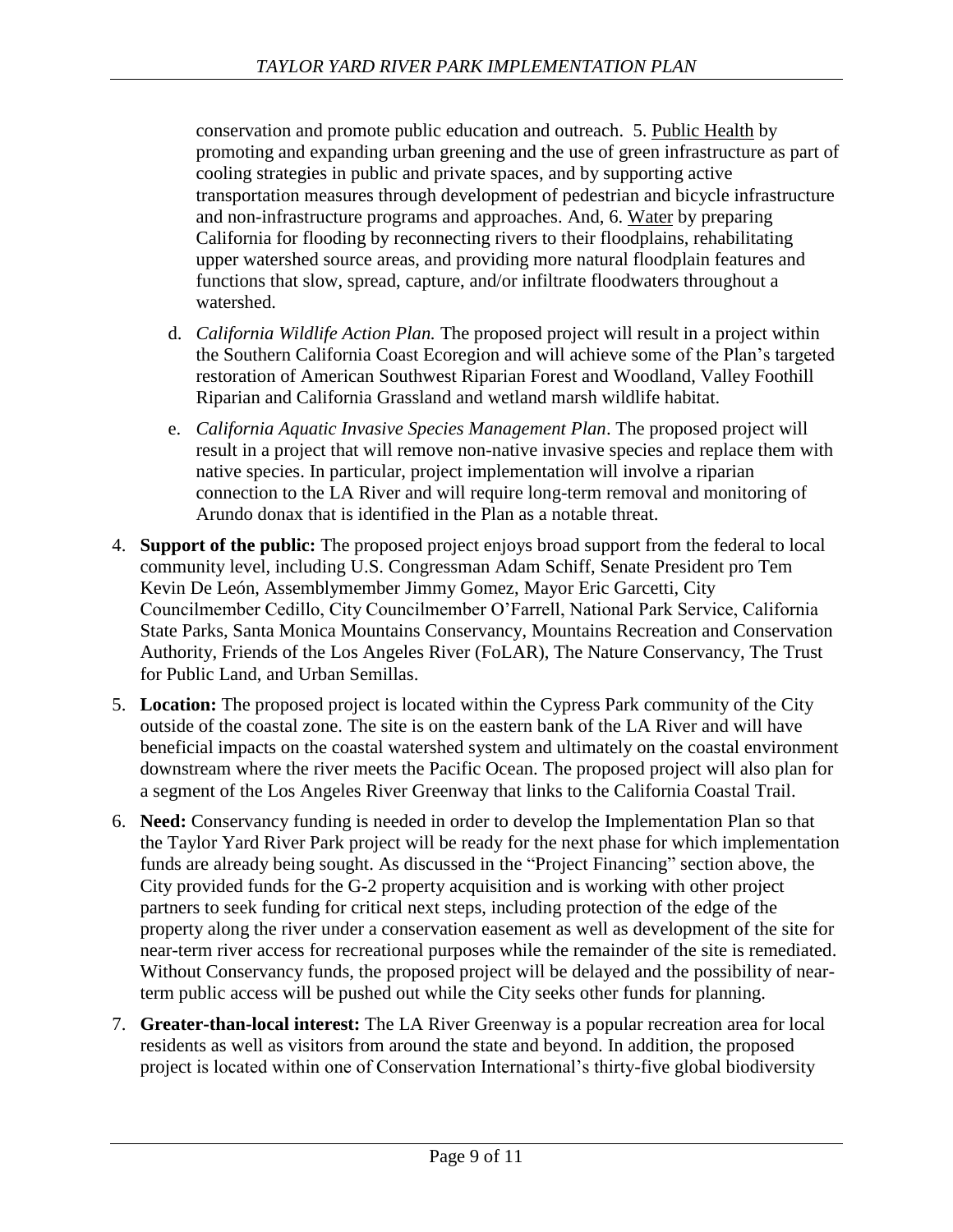conservation and promote public education and outreach. 5. Public Health by promoting and expanding urban greening and the use of green infrastructure as part of cooling strategies in public and private spaces, and by supporting active transportation measures through development of pedestrian and bicycle infrastructure and non-infrastructure programs and approaches. And, 6. Water by preparing California for flooding by reconnecting rivers to their floodplains, rehabilitating upper watershed source areas, and providing more natural floodplain features and functions that slow, spread, capture, and/or infiltrate floodwaters throughout a watershed.

   d. *California Wildlife Action Plan.* The proposed project will result in a project within the Southern California Coast Ecoregion and will achieve some of the Plan's targeted restoration of American Southwest Riparian Forest and Woodland, Valley Foothill Riparian and California Grassland and wetland marsh wildlife habitat.

   e. *California Aquatic Invasive Species Management Plan*. The proposed project will result in a project that will remove non-native invasive species and replace them with native species. In particular, project implementation will involve a riparian connection to the LA River and will require long-term removal and monitoring of Arundo donax that is identified in the Plan as a notable threat.

4. **Support of the public:** The proposed project enjoys broad support from the federal to local community level, including U.S. Congressman Adam Schiff, Senate President pro Tem Kevin De León, Assemblymember Jimmy Gomez, Mayor Eric Garcetti, City Councilmember Cedillo, City Councilmember O'Farrell, National Park Service, California State Parks, Santa Monica Mountains Conservancy, Mountains Recreation and Conservation Authority, Friends of the Los Angeles River (FoLAR), The Nature Conservancy, The Trust for Public Land, and Urban Semillas.

5. **Location:** The proposed project is located within the Cypress Park community of the City outside of the coastal zone. The site is on the eastern bank of the LA River and will have beneficial impacts on the coastal watershed system and ultimately on the coastal environment downstream where the river meets the Pacific Ocean. The proposed project will also plan for a segment of the Los Angeles River Greenway that links to the California Coastal Trail.

6. **Need:** Conservancy funding is needed in order to develop the Implementation Plan so that the Taylor Yard River Park project will be ready for the next phase for which implementation funds are already being sought. As discussed in the "Project Financing" section above, the City provided funds for the G-2 property acquisition and is working with other project partners to seek funding for critical next steps, including protection of the edge of the property along the river under a conservation easement as well as development of the site for near-term river access for recreational purposes while the remainder of the site is remediated. Without Conservancy funds, the proposed project will be delayed and the possibility of near-term public access will be pushed out while the City seeks other funds for planning.

7. **Greater-than-local interest:** The LA River Greenway is a popular recreation area for local residents as well as visitors from around the state and beyond. In addition, the proposed project is located within one of Conservation International's thirty-five global biodiversity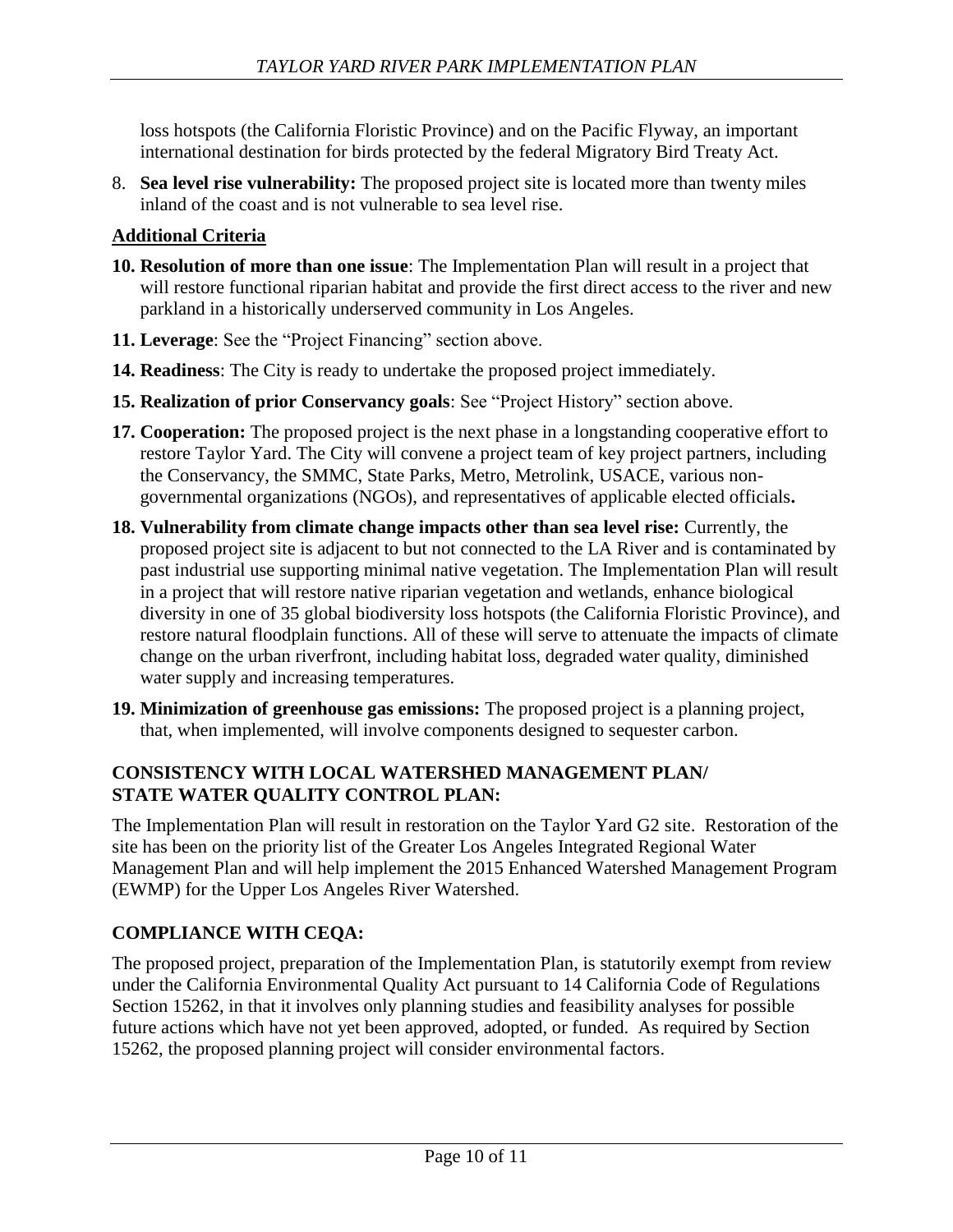loss hotspots (the California Floristic Province) and on the Pacific Flyway, an important international destination for birds protected by the federal Migratory Bird Treaty Act.

8. **Sea level rise vulnerability:** The proposed project site is located more than twenty miles inland of the coast and is not vulnerable to sea level rise.

**Additional Criteria**

**10. Resolution of more than one issue**: The Implementation Plan will result in a project that will restore functional riparian habitat and provide the first direct access to the river and new parkland in a historically underserved community in Los Angeles.

**11. Leverage**: See the "Project Financing" section above.

**14. Readiness**: The City is ready to undertake the proposed project immediately.

**15. Realization of prior Conservancy goals**: See "Project History" section above.

**17. Cooperation:** The proposed project is the next phase in a longstanding cooperative effort to restore Taylor Yard. The City will convene a project team of key project partners, including the Conservancy, the SMMC, State Parks, Metro, Metrolink, USACE, various non-governmental organizations (NGOs), and representatives of applicable elected officials**.**

**18. Vulnerability from climate change impacts other than sea level rise:** Currently, the proposed project site is adjacent to but not connected to the LA River and is contaminated by past industrial use supporting minimal native vegetation. The Implementation Plan will result in a project that will restore native riparian vegetation and wetlands, enhance biological diversity in one of 35 global biodiversity loss hotspots (the California Floristic Province), and restore natural floodplain functions. All of these will serve to attenuate the impacts of climate change on the urban riverfront, including habitat loss, degraded water quality, diminished water supply and increasing temperatures.

**19. Minimization of greenhouse gas emissions:** The proposed project is a planning project, that, when implemented, will involve components designed to sequester carbon.

## CONSISTENCY WITH LOCAL WATERSHED MANAGEMENT PLAN/ STATE WATER QUALITY CONTROL PLAN:

The Implementation Plan will result in restoration on the Taylor Yard G2 site. Restoration of the site has been on the priority list of the Greater Los Angeles Integrated Regional Water Management Plan and will help implement the 2015 Enhanced Watershed Management Program (EWMP) for the Upper Los Angeles River Watershed.

## COMPLIANCE WITH CEQA:

The proposed project, preparation of the Implementation Plan, is statutorily exempt from review under the California Environmental Quality Act pursuant to 14 California Code of Regulations Section 15262, in that it involves only planning studies and feasibility analyses for possible future actions which have not yet been approved, adopted, or funded. As required by Section 15262, the proposed planning project will consider environmental factors.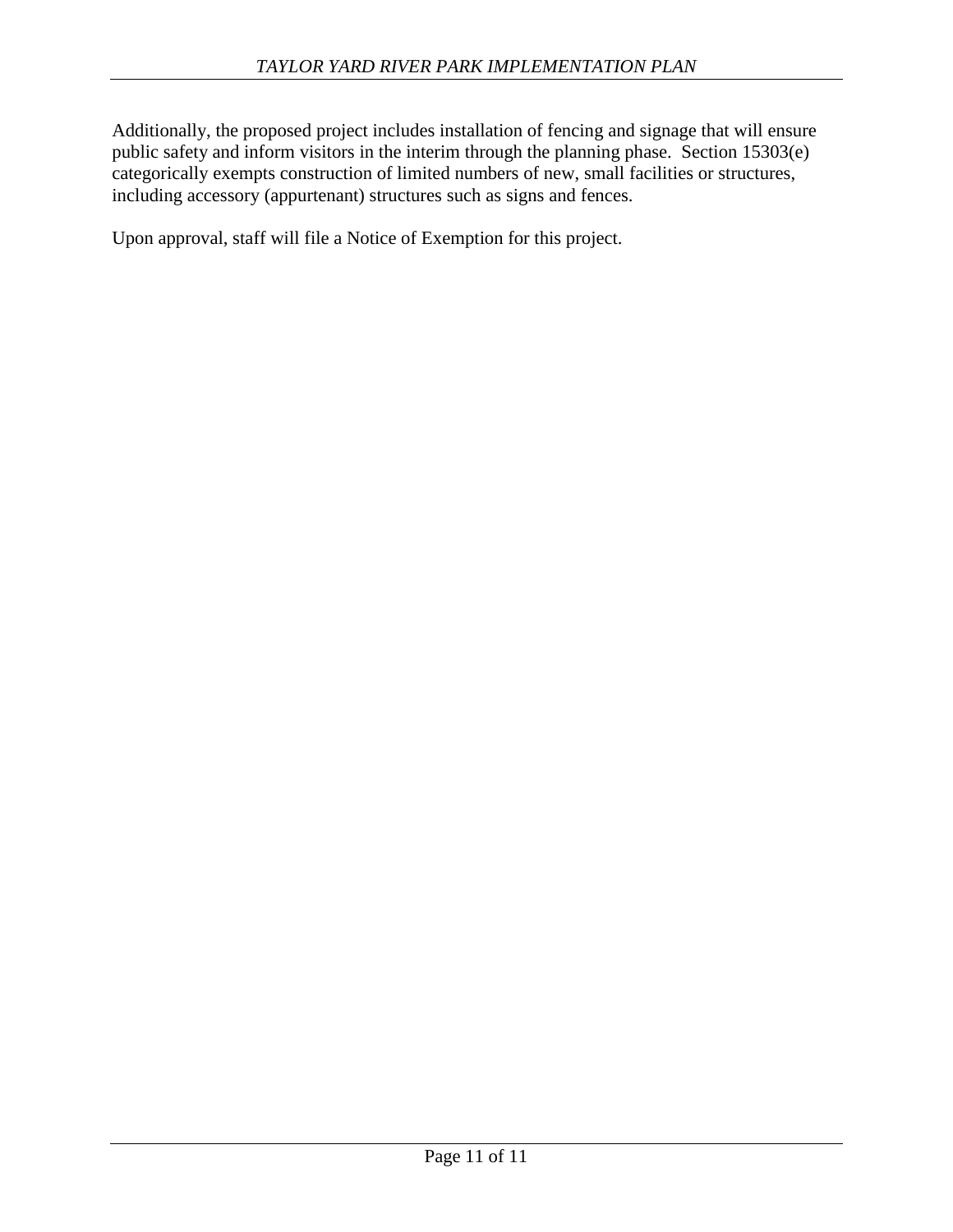Additionally, the proposed project includes installation of fencing and signage that will ensure public safety and inform visitors in the interim through the planning phase. Section 15303(e) categorically exempts construction of limited numbers of new, small facilities or structures, including accessory (appurtenant) structures such as signs and fences.

Upon approval, staff will file a Notice of Exemption for this project.